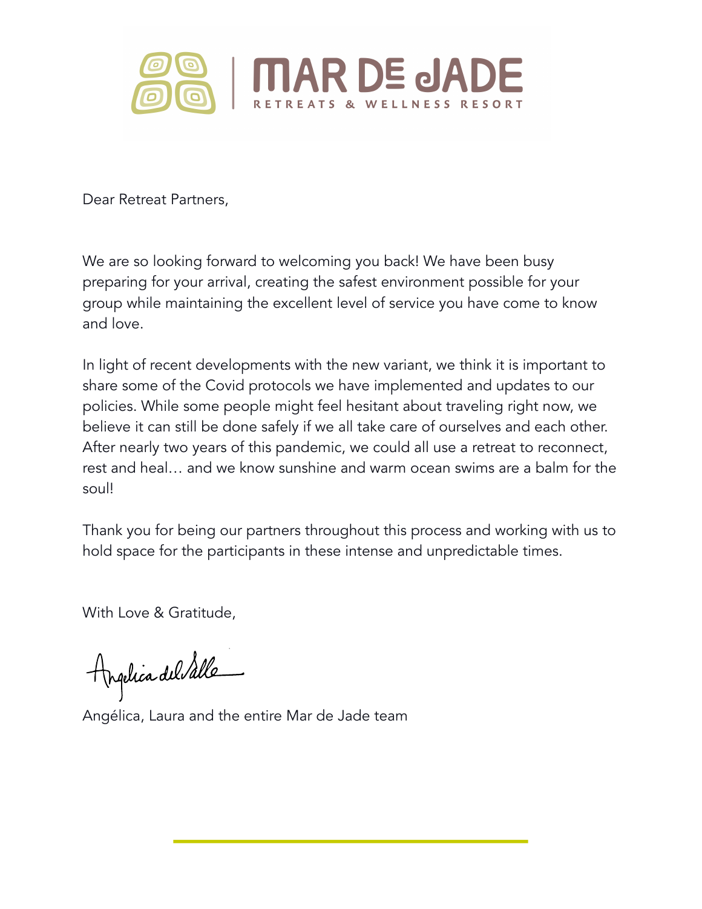# MAR DE JADE

RETREATS & WELLNESS RESORT

Dear Retreat Partners,

We are so looking forward to welcoming you back! We have been busy preparing for your arrival, creating the safest environment possible for your group while maintaining the excellent level of service you have come to know and love.

In light of recent developments with the new variant, we think it is important to share some of the Covid protocols we have implemented and updates to our policies. While some people might feel hesitant about traveling right now, we believe it can still be done safely if we all take care of ourselves and each other. After nearly two years of this pandemic, we could all use a retreat to reconnect, rest and heal… and we know sunshine and warm ocean swims are a balm for the soul!

Thank you for being our partners throughout this process and working with us to hold space for the participants in these intense and unpredictable times.

With Love & Gratitude,

Angélica del Valle

Angélica, Laura and the entire Mar de Jade team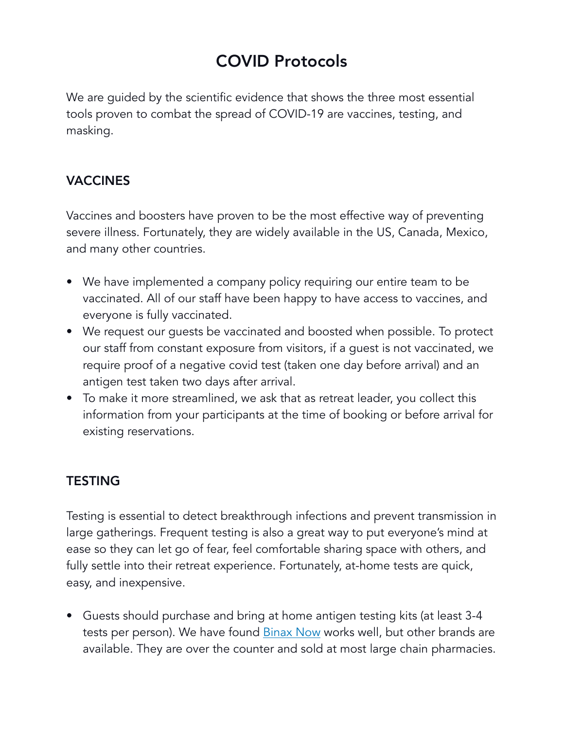# COVID Protocols

We are guided by the scientific evidence that shows the three most essential tools proven to combat the spread of COVID-19 are vaccines, testing, and masking.

### VACCINES

Vaccines and boosters have proven to be the most effective way of preventing severe illness. Fortunately, they are widely available in the US, Canada, Mexico, and many other countries.

- We have implemented a company policy requiring our entire team to be vaccinated. All of our staff have been happy to have access to vaccines, and everyone is fully vaccinated.
- We request our guests be vaccinated and boosted when possible. To protect our staff from constant exposure from visitors, if a guest is not vaccinated, we require proof of a negative covid test (taken one day before arrival) and an antigen test taken two days after arrival.
- To make it more streamlined, we ask that as retreat leader, you collect this information from your participants at the time of booking or before arrival for existing reservations.

### TESTING

Testing is essential to detect breakthrough infections and prevent transmission in large gatherings. Frequent testing is also a great way to put everyone's mind at ease so they can let go of fear, feel comfortable sharing space with others, and fully settle into their retreat experience. Fortunately, at-home tests are quick, easy, and inexpensive.

- Guests should purchase and bring at home antigen testing kits (at least 3-4 tests per person). We have found Binax Now works well, but other brands are available. They are over the counter and sold at most large chain pharmacies.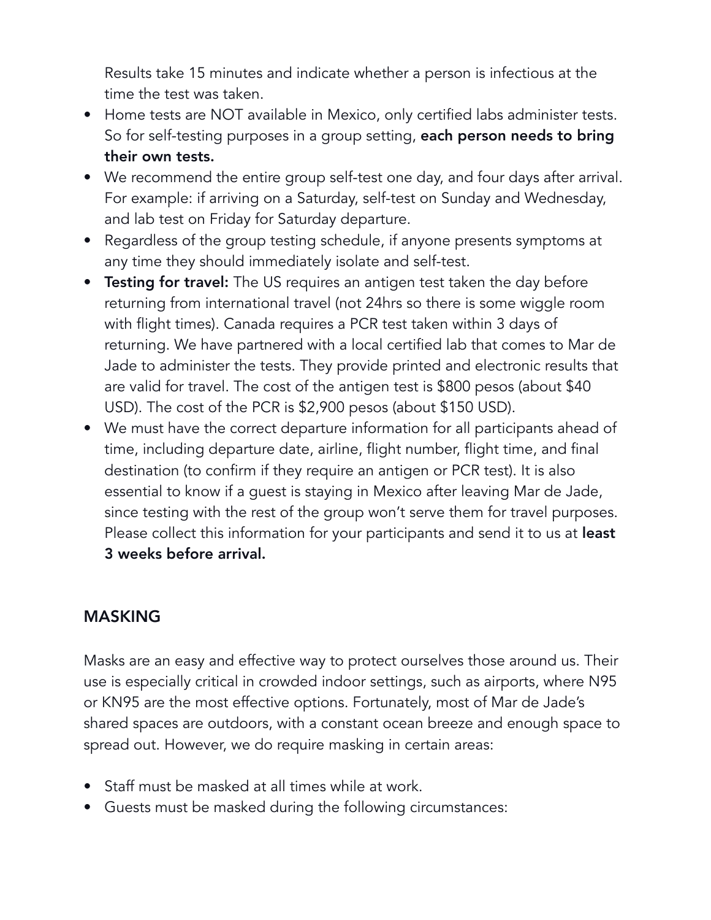Results take 15 minutes and indicate whether a person is infectious at the time the test was taken.

- Home tests are NOT available in Mexico, only certified labs administer tests. So for self-testing purposes in a group setting, **each person needs to bring their own tests.**
- We recommend the entire group self-test one day, and four days after arrival. For example: if arriving on a Saturday, self-test on Sunday and Wednesday, and lab test on Friday for Saturday departure.
- Regardless of the group testing schedule, if anyone presents symptoms at any time they should immediately isolate and self-test.
- **Testing for travel:** The US requires an antigen test taken the day before returning from international travel (not 24hrs so there is some wiggle room with flight times). Canada requires a PCR test taken within 3 days of returning. We have partnered with a local certified lab that comes to Mar de Jade to administer the tests. They provide printed and electronic results that are valid for travel. The cost of the antigen test is $800 pesos (about $40 USD). The cost of the PCR is $2,900 pesos (about $150 USD).
- We must have the correct departure information for all participants ahead of time, including departure date, airline, flight number, flight time, and final destination (to confirm if they require an antigen or PCR test). It is also essential to know if a guest is staying in Mexico after leaving Mar de Jade, since testing with the rest of the group won't serve them for travel purposes. Please collect this information for your participants and send it to us at **least 3 weeks before arrival.**

## MASKING

Masks are an easy and effective way to protect ourselves those around us. Their use is especially critical in crowded indoor settings, such as airports, where N95 or KN95 are the most effective options. Fortunately, most of Mar de Jade's shared spaces are outdoors, with a constant ocean breeze and enough space to spread out. However, we do require masking in certain areas:

- Staff must be masked at all times while at work.
- Guests must be masked during the following circumstances: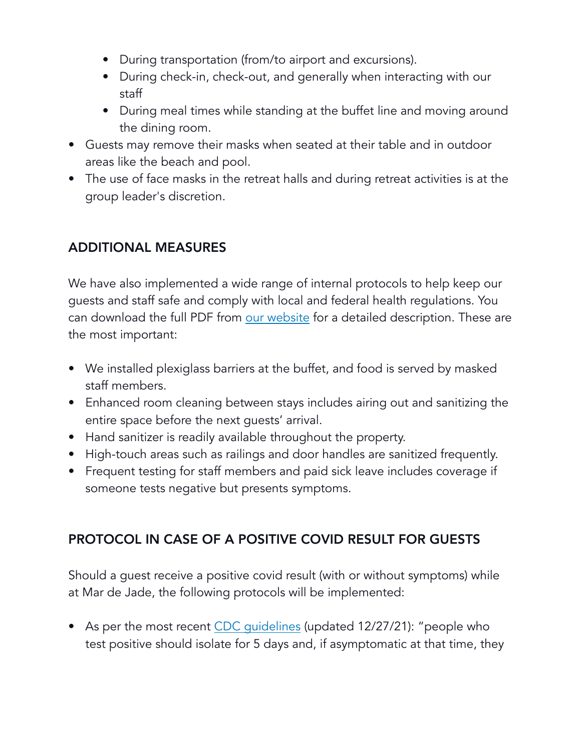- During transportation (from/to airport and excursions).
  - During check-in, check-out, and generally when interacting with our staff
  - During meal times while standing at the buffet line and moving around the dining room.
- Guests may remove their masks when seated at their table and in outdoor areas like the beach and pool.
- The use of face masks in the retreat halls and during retreat activities is at the group leader's discretion.

## ADDITIONAL MEASURES

We have also implemented a wide range of internal protocols to help keep our guests and staff safe and comply with local and federal health regulations. You can download the full PDF from our website for a detailed description. These are the most important:

- We installed plexiglass barriers at the buffet, and food is served by masked staff members.
- Enhanced room cleaning between stays includes airing out and sanitizing the entire space before the next guests' arrival.
- Hand sanitizer is readily available throughout the property.
- High-touch areas such as railings and door handles are sanitized frequently.
- Frequent testing for staff members and paid sick leave includes coverage if someone tests negative but presents symptoms.

## PROTOCOL IN CASE OF A POSITIVE COVID RESULT FOR GUESTS

Should a guest receive a positive covid result (with or without symptoms) while at Mar de Jade, the following protocols will be implemented:

- As per the most recent CDC guidelines (updated 12/27/21): "people who test positive should isolate for 5 days and, if asymptomatic at that time, they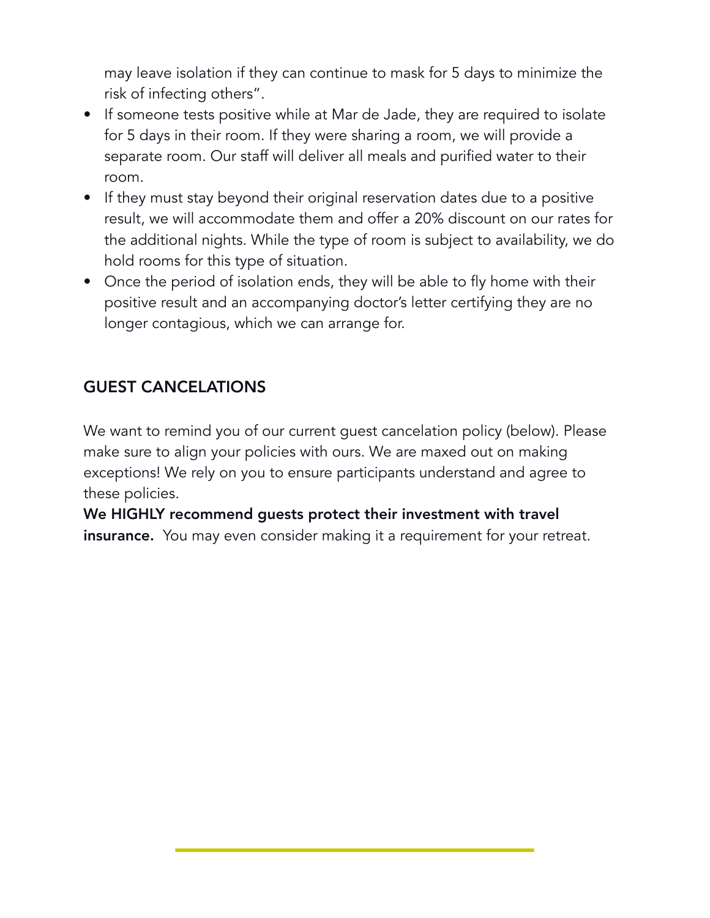may leave isolation if they can continue to mask for 5 days to minimize the risk of infecting others".

- If someone tests positive while at Mar de Jade, they are required to isolate for 5 days in their room. If they were sharing a room, we will provide a separate room. Our staff will deliver all meals and purified water to their room.
- If they must stay beyond their original reservation dates due to a positive result, we will accommodate them and offer a 20% discount on our rates for the additional nights. While the type of room is subject to availability, we do hold rooms for this type of situation.
- Once the period of isolation ends, they will be able to fly home with their positive result and an accompanying doctor's letter certifying they are no longer contagious, which we can arrange for.

## GUEST CANCELATIONS

We want to remind you of our current guest cancelation policy (below). Please make sure to align your policies with ours. We are maxed out on making exceptions! We rely on you to ensure participants understand and agree to these policies.

**We HIGHLY recommend guests protect their investment with travel insurance.** You may even consider making it a requirement for your retreat.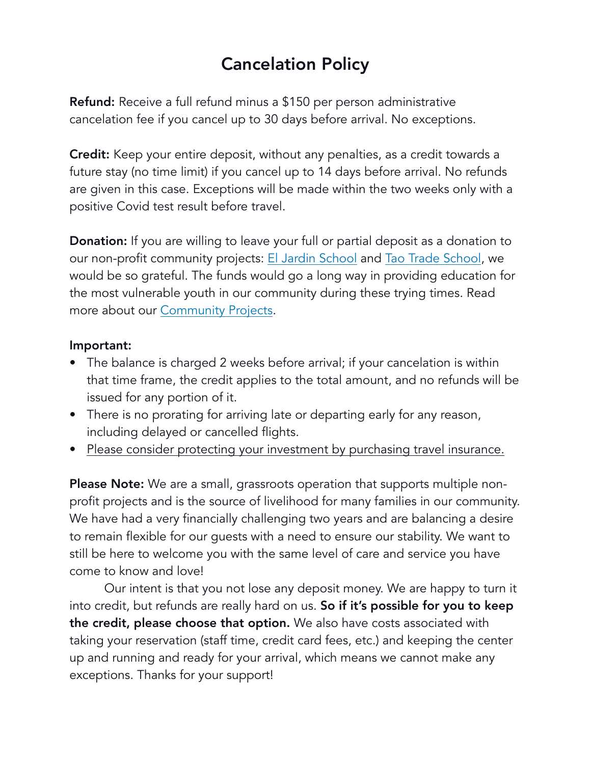# Cancelation Policy

**Refund:** Receive a full refund minus a $150 per person administrative cancelation fee if you cancel up to 30 days before arrival. No exceptions.

**Credit:** Keep your entire deposit, without any penalties, as a credit towards a future stay (no time limit) if you cancel up to 14 days before arrival. No refunds are given in this case. Exceptions will be made within the two weeks only with a positive Covid test result before travel.

**Donation:** If you are willing to leave your full or partial deposit as a donation to our non-profit community projects: El Jardin School and Tao Trade School, we would be so grateful. The funds would go a long way in providing education for the most vulnerable youth in our community during these trying times. Read more about our Community Projects.

**Important:**

- The balance is charged 2 weeks before arrival; if your cancelation is within that time frame, the credit applies to the total amount, and no refunds will be issued for any portion of it.
- There is no prorating for arriving late or departing early for any reason, including delayed or cancelled flights.
- Please consider protecting your investment by purchasing travel insurance.

**Please Note:** We are a small, grassroots operation that supports multiple non-profit projects and is the source of livelihood for many families in our community. We have had a very financially challenging two years and are balancing a desire to remain flexible for our guests with a need to ensure our stability. We want to still be here to welcome you with the same level of care and service you have come to know and love!

Our intent is that you not lose any deposit money. We are happy to turn it into credit, but refunds are really hard on us. **So if it's possible for you to keep the credit, please choose that option.** We also have costs associated with taking your reservation (staff time, credit card fees, etc.) and keeping the center up and running and ready for your arrival, which means we cannot make any exceptions. Thanks for your support!